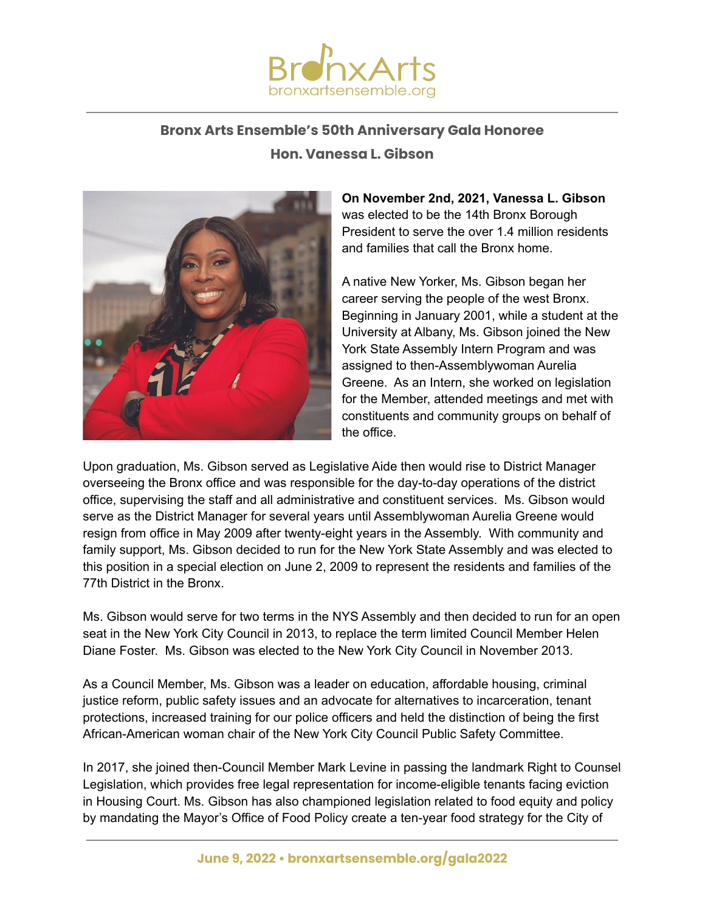# BronxArts

bronxartsensemble.org

## Bronx Arts Ensemble's 50th Anniversary Gala Honoree

## Hon. Vanessa L. Gibson

**On November 2nd, 2021, Vanessa L. Gibson** was elected to be the 14th Bronx Borough President to serve the over 1.4 million residents and families that call the Bronx home.

A native New Yorker, Ms. Gibson began her career serving the people of the west Bronx. Beginning in January 2001, while a student at the University at Albany, Ms. Gibson joined the New York State Assembly Intern Program and was assigned to then-Assemblywoman Aurelia Greene. As an Intern, she worked on legislation for the Member, attended meetings and met with constituents and community groups on behalf of the office.

Upon graduation, Ms. Gibson served as Legislative Aide then would rise to District Manager overseeing the Bronx office and was responsible for the day-to-day operations of the district office, supervising the staff and all administrative and constituent services. Ms. Gibson would serve as the District Manager for several years until Assemblywoman Aurelia Greene would resign from office in May 2009 after twenty-eight years in the Assembly. With community and family support, Ms. Gibson decided to run for the New York State Assembly and was elected to this position in a special election on June 2, 2009 to represent the residents and families of the 77th District in the Bronx.

Ms. Gibson would serve for two terms in the NYS Assembly and then decided to run for an open seat in the New York City Council in 2013, to replace the term limited Council Member Helen Diane Foster. Ms. Gibson was elected to the New York City Council in November 2013.

As a Council Member, Ms. Gibson was a leader on education, affordable housing, criminal justice reform, public safety issues and an advocate for alternatives to incarceration, tenant protections, increased training for our police officers and held the distinction of being the first African-American woman chair of the New York City Council Public Safety Committee.

In 2017, she joined then-Council Member Mark Levine in passing the landmark Right to Counsel Legislation, which provides free legal representation for income-eligible tenants facing eviction in Housing Court. Ms. Gibson has also championed legislation related to food equity and policy by mandating the Mayor's Office of Food Policy create a ten-year food strategy for the City of

**June 9, 2022 • bronxartsensemble.org/gala2022**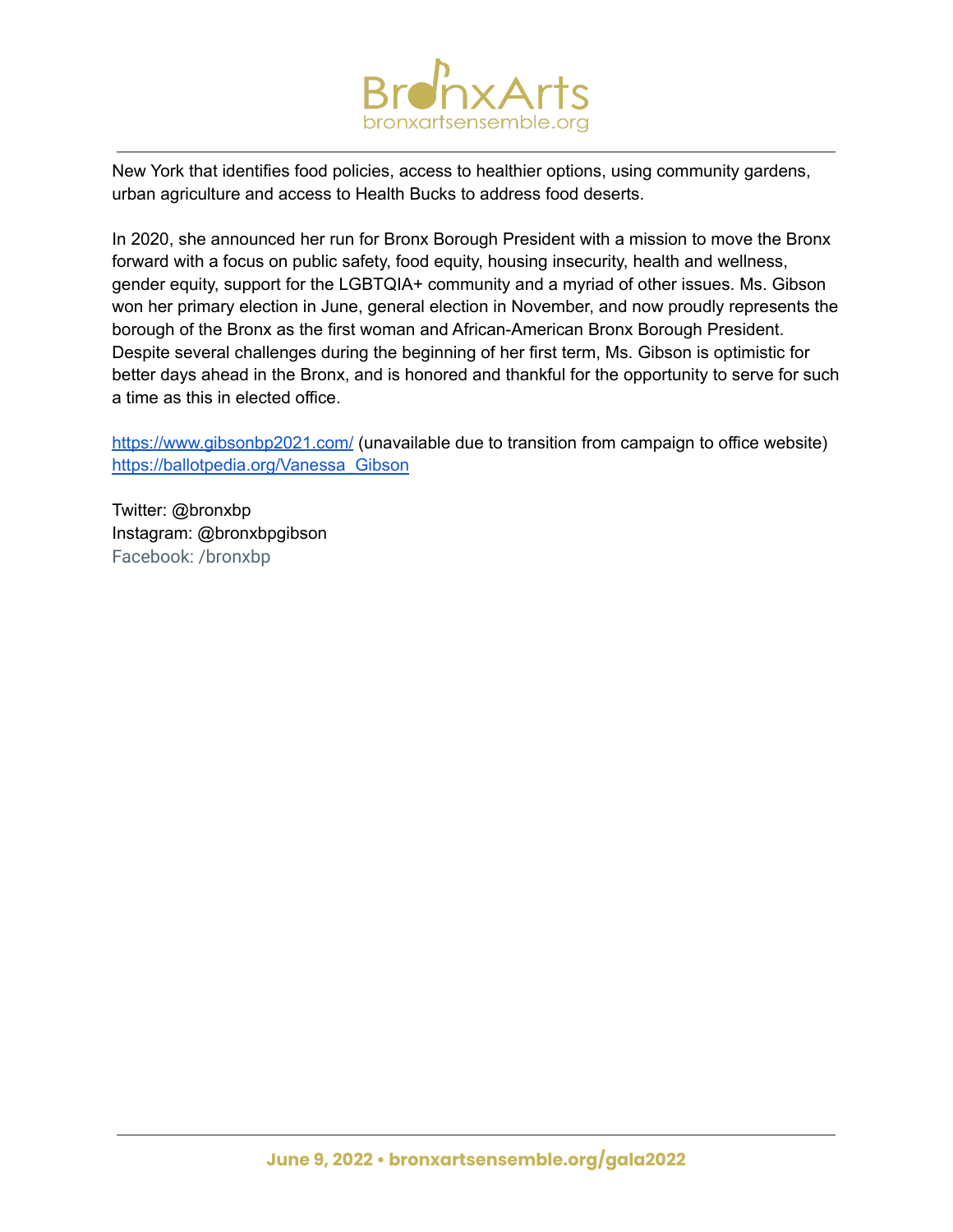New York that identifies food policies, access to healthier options, using community gardens, urban agriculture and access to Health Bucks to address food deserts.

In 2020, she announced her run for Bronx Borough President with a mission to move the Bronx forward with a focus on public safety, food equity, housing insecurity, health and wellness, gender equity, support for the LGBTQIA+ community and a myriad of other issues. Ms. Gibson won her primary election in June, general election in November, and now proudly represents the borough of the Bronx as the first woman and African-American Bronx Borough President. Despite several challenges during the beginning of her first term, Ms. Gibson is optimistic for better days ahead in the Bronx, and is honored and thankful for the opportunity to serve for such a time as this in elected office.

https://www.gibsonbp2021.com/ (unavailable due to transition from campaign to office website)
https://ballotpedia.org/Vanessa_Gibson

Twitter: @bronxbp
Instagram: @bronxbpgibson
Facebook: /bronxbp